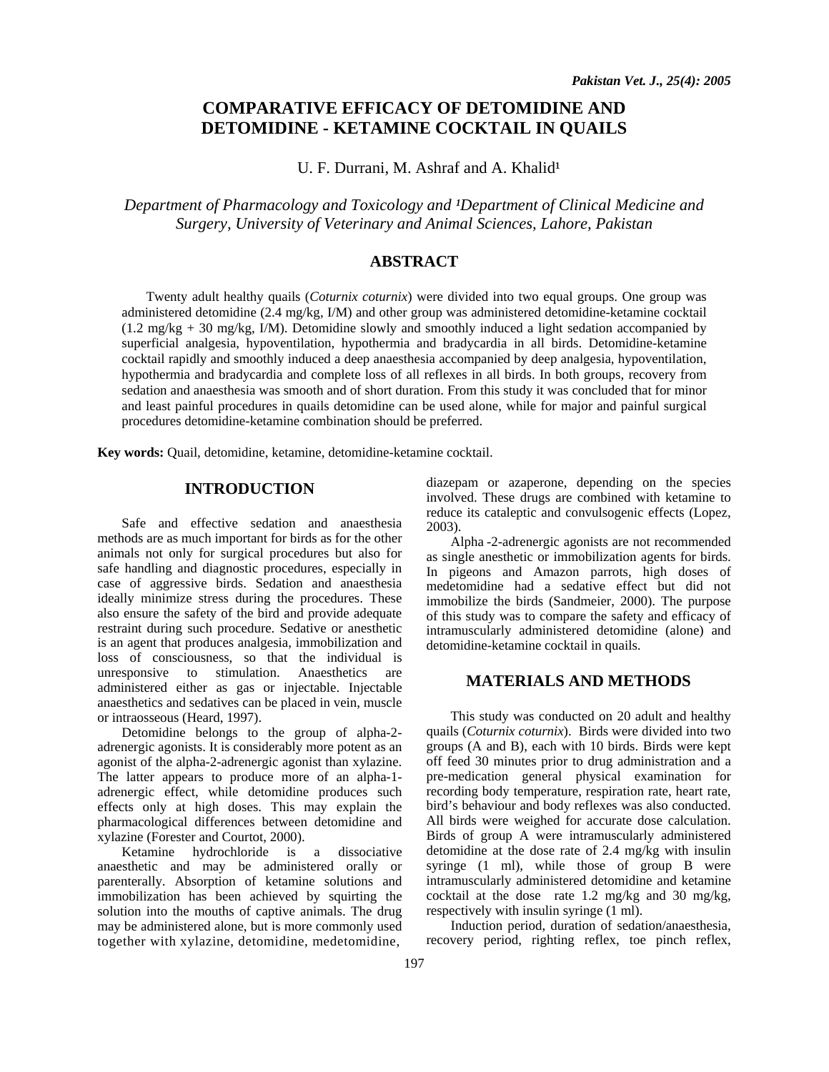# COMPARATIVE EFFICACY OF DETOMIDINE AND DETOMIDINE - KETAMINE COCKTAIL IN QUAILS

U. F. Durrani, M. Ashraf and A. Khalid[1]

*Department of Pharmacology and Toxicology and [1]Department of Clinical Medicine and Surgery, University of Veterinary and Animal Sciences, Lahore, Pakistan*

## ABSTRACT

Twenty adult healthy quails (*Coturnix coturnix*) were divided into two equal groups. One group was administered detomidine (2.4 mg/kg, I/M) and other group was administered detomidine-ketamine cocktail (1.2 mg/kg + 30 mg/kg, I/M). Detomidine slowly and smoothly induced a light sedation accompanied by superficial analgesia, hypoventilation, hypothermia and bradycardia in all birds. Detomidine-ketamine cocktail rapidly and smoothly induced a deep anaesthesia accompanied by deep analgesia, hypoventilation, hypothermia and bradycardia and complete loss of all reflexes in all birds. In both groups, recovery from sedation and anaesthesia was smooth and of short duration. From this study it was concluded that for minor and least painful procedures in quails detomidine can be used alone, while for major and painful surgical procedures detomidine-ketamine combination should be preferred.

**Key words:** Quail, detomidine, ketamine, detomidine-ketamine cocktail.

## INTRODUCTION

Safe and effective sedation and anaesthesia methods are as much important for birds as for the other animals not only for surgical procedures but also for safe handling and diagnostic procedures, especially in case of aggressive birds. Sedation and anaesthesia ideally minimize stress during the procedures. These also ensure the safety of the bird and provide adequate restraint during such procedure. Sedative or anesthetic is an agent that produces analgesia, immobilization and loss of consciousness, so that the individual is unresponsive to stimulation. Anaesthetics are administered either as gas or injectable. Injectable anaesthetics and sedatives can be placed in vein, muscle or intraosseous (Heard, 1997).

Detomidine belongs to the group of alpha-2-adrenergic agonists. It is considerably more potent as an agonist of the alpha-2-adrenergic agonist than xylazine. The latter appears to produce more of an alpha-1-adrenergic effect, while detomidine produces such effects only at high doses. This may explain the pharmacological differences between detomidine and xylazine (Forester and Courtot, 2000).

Ketamine hydrochloride is a dissociative anaesthetic and may be administered orally or parenterally. Absorption of ketamine solutions and immobilization has been achieved by squirting the solution into the mouths of captive animals. The drug may be administered alone, but is more commonly used together with xylazine, detomidine, medetomidine, diazepam or azaperone, depending on the species involved. These drugs are combined with ketamine to reduce its cataleptic and convulsogenic effects (Lopez, 2003).

Alpha -2-adrenergic agonists are not recommended as single anesthetic or immobilization agents for birds. In pigeons and Amazon parrots, high doses of medetomidine had a sedative effect but did not immobilize the birds (Sandmeier, 2000). The purpose of this study was to compare the safety and efficacy of intramuscularly administered detomidine (alone) and detomidine-ketamine cocktail in quails.

## MATERIALS AND METHODS

This study was conducted on 20 adult and healthy quails (*Coturnix coturnix*). Birds were divided into two groups (A and B), each with 10 birds. Birds were kept off feed 30 minutes prior to drug administration and a pre-medication general physical examination for recording body temperature, respiration rate, heart rate, bird's behaviour and body reflexes was also conducted. All birds were weighed for accurate dose calculation. Birds of group A were intramuscularly administered detomidine at the dose rate of 2.4 mg/kg with insulin syringe (1 ml), while those of group B were intramuscularly administered detomidine and ketamine cocktail at the dose rate 1.2 mg/kg and 30 mg/kg, respectively with insulin syringe (1 ml).

Induction period, duration of sedation/anaesthesia, recovery period, righting reflex, toe pinch reflex,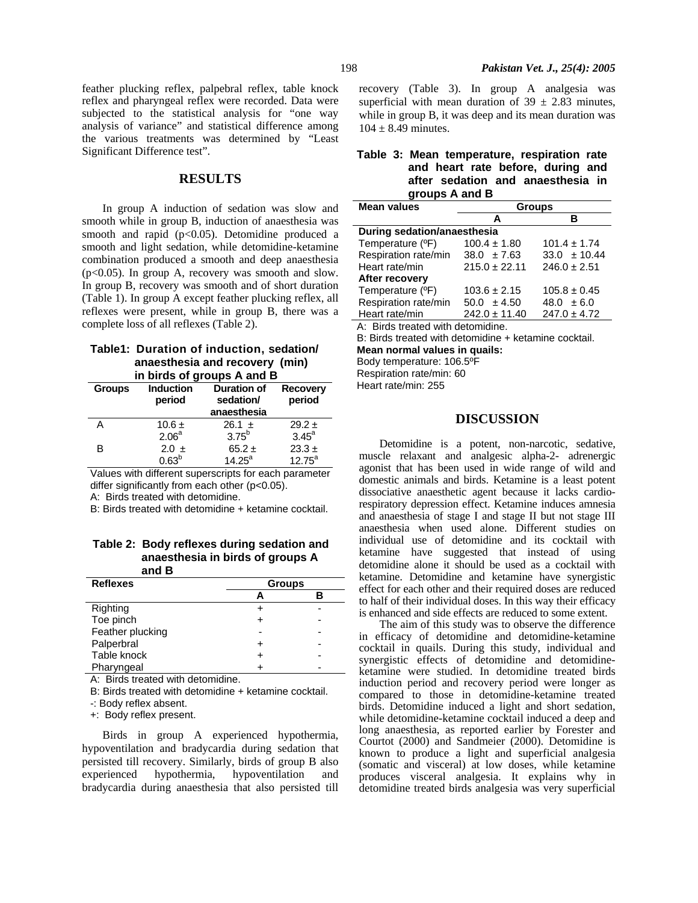feather plucking reflex, palpebral reflex, table knock reflex and pharyngeal reflex were recorded. Data were subjected to the statistical analysis for "one way analysis of variance" and statistical difference among the various treatments was determined by "Least Significant Difference test".

## RESULTS

In group A induction of sedation was slow and smooth while in group B, induction of anaesthesia was smooth and rapid ($p<0.05$). Detomidine produced a smooth and light sedation, while detomidine-ketamine combination produced a smooth and deep anaesthesia ($p<0.05$). In group A, recovery was smooth and slow. In group B, recovery was smooth and of short duration (Table 1). In group A except feather plucking reflex, all reflexes were present, while in group B, there was a complete loss of all reflexes (Table 2).

**Table1: Duration of induction, sedation/ anaesthesia and recovery (min) in birds of groups A and B**

| Groups | Induction period | Duration of sedation/ anaesthesia | Recovery period |
|---|---|---|---|
| A | $10.6 \pm 2.06^{a}$ | $26.1 \pm 3.75^{b}$ | $29.2 \pm 3.45^{a}$ |
| B | $2.0 \pm 0.63^{b}$ | $65.2 \pm 14.25^{a}$ | $23.3 \pm 12.75^{a}$ |

Values with different superscripts for each parameter differ significantly from each other ($p<0.05$).

A: Birds treated with detomidine.

B: Birds treated with detomidine + ketamine cocktail.

**Table 2: Body reflexes during sedation and anaesthesia in birds of groups A and B**

| Reflexes | Groups | |
|---|---|---|
| | A | B |
| Righting | + | - |
| Toe pinch | + | - |
| Feather plucking | - | - |
| Palperbral | + | - |
| Table knock | + | - |
| Pharyngeal | + | - |

A: Birds treated with detomidine.

B: Birds treated with detomidine + ketamine cocktail.

-: Body reflex absent.

+: Body reflex present.

Birds in group A experienced hypothermia, hypoventilation and bradycardia during sedation that persisted till recovery. Similarly, birds of group B also experienced hypothermia, hypoventilation and bradycardia during anaesthesia that also persisted till recovery (Table 3). In group A analgesia was superficial with mean duration of $39 \pm 2.83$ minutes, while in group B, it was deep and its mean duration was $104 \pm 8.49$ minutes.

**Table 3: Mean temperature, respiration rate and heart rate before, during and after sedation and anaesthesia in groups A and B**

| Mean values | Groups | |
|---|---|---|
| | A | B |
| **During sedation/anaesthesia** | | |
| Temperature (ºF) | $100.4 \pm 1.80$ | $101.4 \pm 1.74$ |
| Respiration rate/min | $38.0 \pm 7.63$ | $33.0 \pm 10.44$ |
| Heart rate/min | $215.0 \pm 22.11$ | $246.0 \pm 2.51$ |
| **After recovery** | | |
| Temperature (ºF) | $103.6 \pm 2.15$ | $105.8 \pm 0.45$ |
| Respiration rate/min | $50.0 \pm 4.50$ | $48.0 \pm 6.0$ |
| Heart rate/min | $242.0 \pm 11.40$ | $247.0 \pm 4.72$ |

A: Birds treated with detomidine.

B: Birds treated with detomidine + ketamine cocktail.

**Mean normal values in quails:**

Body temperature: 106.5ºF

Respiration rate/min: 60

Heart rate/min: 255

## DISCUSSION

Detomidine is a potent, non-narcotic, sedative, muscle relaxant and analgesic alpha-2- adrenergic agonist that has been used in wide range of wild and domestic animals and birds. Ketamine is a least potent dissociative anaesthetic agent because it lacks cardio-respiratory depression effect. Ketamine induces amnesia and anaesthesia of stage I and stage II but not stage III anaesthesia when used alone. Different studies on individual use of detomidine and its cocktail with ketamine have suggested that instead of using detomidine alone it should be used as a cocktail with ketamine. Detomidine and ketamine have synergistic effect for each other and their required doses are reduced to half of their individual doses. In this way their efficacy is enhanced and side effects are reduced to some extent.

The aim of this study was to observe the difference in efficacy of detomidine and detomidine-ketamine cocktail in quails. During this study, individual and synergistic effects of detomidine and detomidine-ketamine were studied. In detomidine treated birds induction period and recovery period were longer as compared to those in detomidine-ketamine treated birds. Detomidine induced a light and short sedation, while detomidine-ketamine cocktail induced a deep and long anaesthesia, as reported earlier by Forester and Courtot (2000) and Sandmeier (2000). Detomidine is known to produce a light and superficial analgesia (somatic and visceral) at low doses, while ketamine produces visceral analgesia. It explains why in detomidine treated birds analgesia was very superficial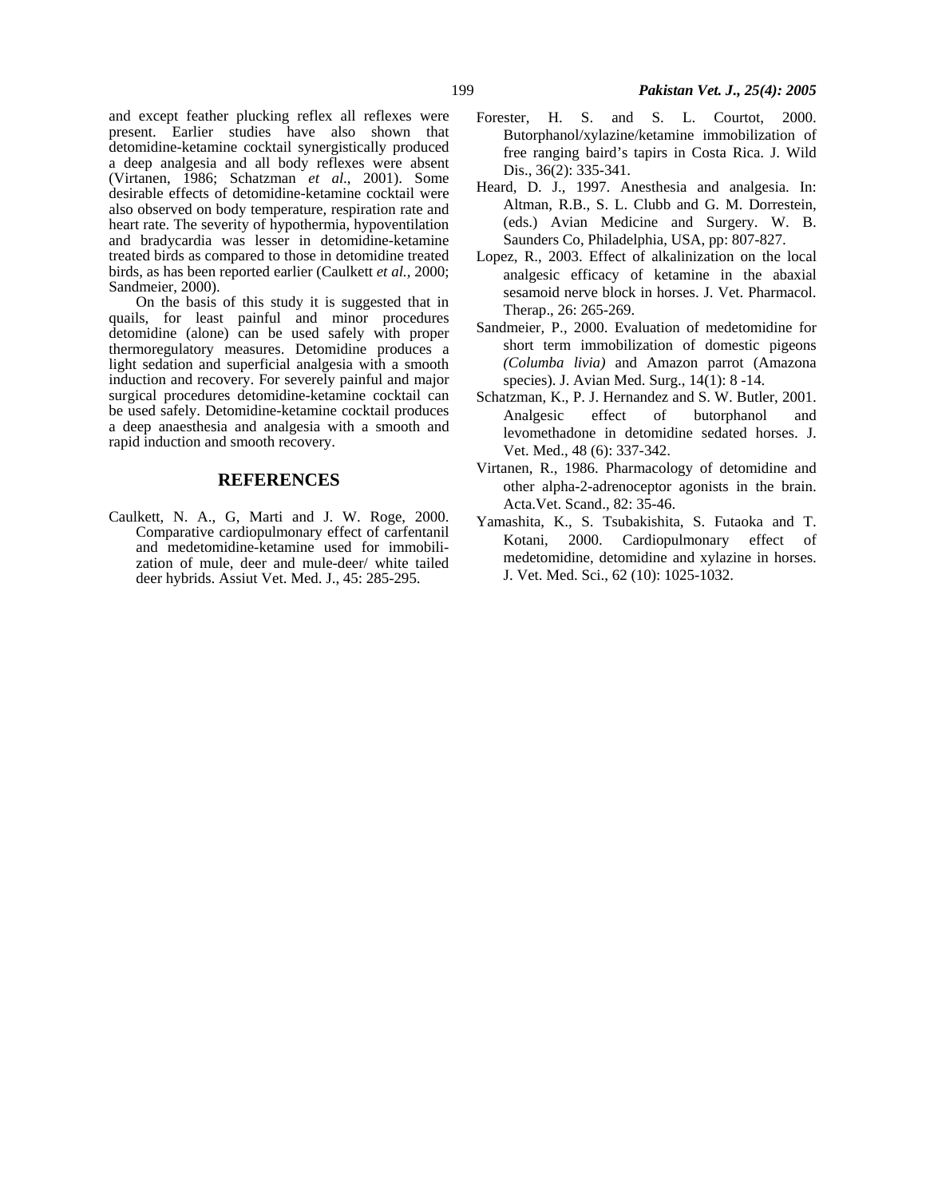and except feather plucking reflex all reflexes were present. Earlier studies have also shown that detomidine-ketamine cocktail synergistically produced a deep analgesia and all body reflexes were absent (Virtanen, 1986; Schatzman *et al*., 2001). Some desirable effects of detomidine-ketamine cocktail were also observed on body temperature, respiration rate and heart rate. The severity of hypothermia, hypoventilation and bradycardia was lesser in detomidine-ketamine treated birds as compared to those in detomidine treated birds, as has been reported earlier (Caulkett *et al.,* 2000; Sandmeier, 2000).

On the basis of this study it is suggested that in quails, for least painful and minor procedures detomidine (alone) can be used safely with proper thermoregulatory measures. Detomidine produces a light sedation and superficial analgesia with a smooth induction and recovery. For severely painful and major surgical procedures detomidine-ketamine cocktail can be used safely. Detomidine-ketamine cocktail produces a deep anaesthesia and analgesia with a smooth and rapid induction and smooth recovery.

## REFERENCES

Caulkett, N. A., G, Marti and J. W. Roge, 2000. Comparative cardiopulmonary effect of carfentanil and medetomidine-ketamine used for immobilization of mule, deer and mule-deer/ white tailed deer hybrids. Assiut Vet. Med. J., 45: 285-295.

Forester, H. S. and S. L. Courtot, 2000. Butorphanol/xylazine/ketamine immobilization of free ranging baird's tapirs in Costa Rica. J. Wild Dis., 36(2): 335-341.

Heard, D. J., 1997. Anesthesia and analgesia. In: Altman, R.B., S. L. Clubb and G. M. Dorrestein, (eds.) Avian Medicine and Surgery. W. B. Saunders Co, Philadelphia, USA, pp: 807-827.

Lopez, R., 2003. Effect of alkalinization on the local analgesic efficacy of ketamine in the abaxial sesamoid nerve block in horses. J. Vet. Pharmacol. Therap., 26: 265-269.

Sandmeier, P., 2000. Evaluation of medetomidine for short term immobilization of domestic pigeons *(Columba livia)* and Amazon parrot (Amazona species). J. Avian Med. Surg., 14(1): 8 -14.

Schatzman, K., P. J. Hernandez and S. W. Butler, 2001. Analgesic effect of butorphanol and levomethadone in detomidine sedated horses. J. Vet. Med., 48 (6): 337-342.

Virtanen, R., 1986. Pharmacology of detomidine and other alpha-2-adrenoceptor agonists in the brain. Acta.Vet. Scand., 82: 35-46.

Yamashita, K., S. Tsubakishita, S. Futaoka and T. Kotani, 2000. Cardiopulmonary effect of medetomidine, detomidine and xylazine in horses. J. Vet. Med. Sci., 62 (10): 1025-1032.